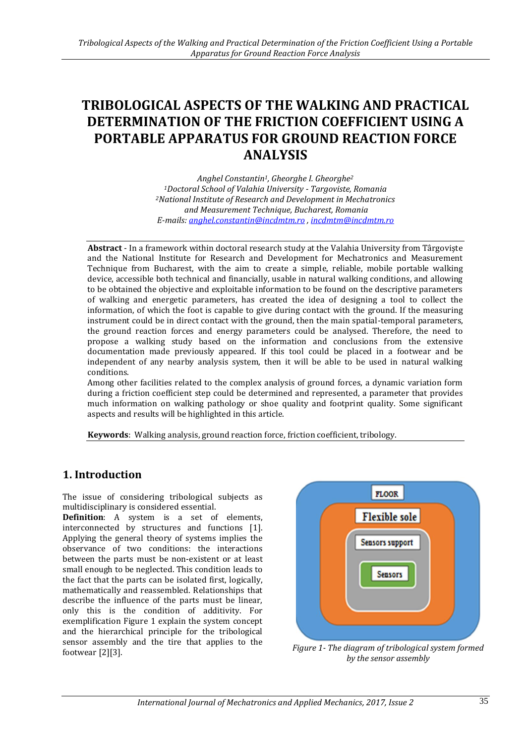# TRIBOLOGICAL ASPECTS OF THE WALKING AND PRACTICAL DETERMINATION OF THE FRICTION COEFFICIENT USING A PORTABLE APPARATUS FOR GROUND REACTION FORCE ANALYSIS

*Anghel Constantin[1], Gheorghe I. Gheorghe[2]*
*[1]Doctoral School of Valahia University - Targoviste, Romania*
*[2]National Institute of Research and Development in Mechatronics and Measurement Technique, Bucharest, Romania*
*E-mails: anghel.constantin@incdmtm.ro , incdmtm@incdmtm.ro*

**Abstract** - In a framework within doctoral research study at the Valahia University from Târgoviște and the National Institute for Research and Development for Mechatronics and Measurement Technique from Bucharest, with the aim to create a simple, reliable, mobile portable walking device, accessible both technical and financially, usable in natural walking conditions, and allowing to be obtained the objective and exploitable information to be found on the descriptive parameters of walking and energetic parameters, has created the idea of designing a tool to collect the information, of which the foot is capable to give during contact with the ground. If the measuring instrument could be in direct contact with the ground, then the main spatial-temporal parameters, the ground reaction forces and energy parameters could be analysed. Therefore, the need to propose a walking study based on the information and conclusions from the extensive documentation made previously appeared. If this tool could be placed in a footwear and be independent of any nearby analysis system, then it will be able to be used in natural walking conditions.

Among other facilities related to the complex analysis of ground forces, a dynamic variation form during a friction coefficient step could be determined and represented, a parameter that provides much information on walking pathology or shoe quality and footprint quality. Some significant aspects and results will be highlighted in this article.

**Keywords**: Walking analysis, ground reaction force, friction coefficient, tribology.

## 1. Introduction

The issue of considering tribological subjects as multidisciplinary is considered essential.

**Definition**: A system is a set of elements, interconnected by structures and functions [1]. Applying the general theory of systems implies the observance of two conditions: the interactions between the parts must be non-existent or at least small enough to be neglected. This condition leads to the fact that the parts can be isolated first, logically, mathematically and reassembled. Relationships that describe the influence of the parts must be linear, only this is the condition of additivity. For exemplification Figure 1 explain the system concept and the hierarchical principle for the tribological sensor assembly and the tire that applies to the footwear [2][3].

FLOOR
Flexible sole
Sensors support
Sensors

*Figure 1- The diagram of tribological system formed by the sensor assembly*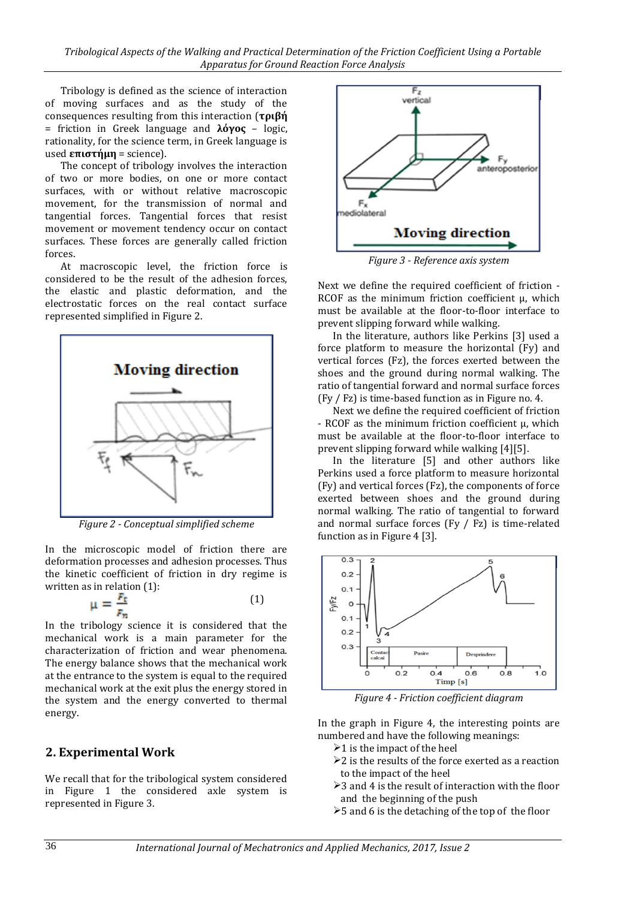Tribology is defined as the science of interaction of moving surfaces and as the study of the consequences resulting from this interaction (**τριβή** = friction in Greek language and **λόγος** – logic, rationality, for the science term, in Greek language is used **επιστήμη** = science).

The concept of tribology involves the interaction of two or more bodies, on one or more contact surfaces, with or without relative macroscopic movement, for the transmission of normal and tangential forces. Tangential forces that resist movement or movement tendency occur on contact surfaces. These forces are generally called friction forces.

At macroscopic level, the friction force is considered to be the result of the adhesion forces, the elastic and plastic deformation, and the electrostatic forces on the real contact surface represented simplified in Figure 2.

*Figure 2 - Conceptual simplified scheme*

In the microscopic model of friction there are deformation processes and adhesion processes. Thus the kinetic coefficient of friction in dry regime is written as in relation (1):

$$\mu = \frac{F_t}{F_n} \quad (1)$$

In the tribology science it is considered that the mechanical work is a main parameter for the characterization of friction and wear phenomena. The energy balance shows that the mechanical work at the entrance to the system is equal to the required mechanical work at the exit plus the energy stored in the system and the energy converted to thermal energy.

## 2. Experimental Work

We recall that for the tribological system considered in Figure 1 the considered axle system is represented in Figure 3.

*Figure 3 - Reference axis system*

Next we define the required coefficient of friction - RCOF as the minimum friction coefficient μ, which must be available at the floor-to-floor interface to prevent slipping forward while walking.

In the literature, authors like Perkins [3] used a force platform to measure the horizontal (Fy) and vertical forces (Fz), the forces exerted between the shoes and the ground during normal walking. The ratio of tangential forward and normal surface forces (Fy / Fz) is time-based function as in Figure no. 4.

Next we define the required coefficient of friction - RCOF as the minimum friction coefficient μ, which must be available at the floor-to-floor interface to prevent slipping forward while walking [4][5].

In the literature [5] and other authors like Perkins used a force platform to measure horizontal (Fy) and vertical forces (Fz), the components of force exerted between shoes and the ground during normal walking. The ratio of tangential to forward and normal surface forces (Fy / Fz) is time-related function as in Figure 4 [3].

*Figure 4 - Friction coefficient diagram*

In the graph in Figure 4, the interesting points are numbered and have the following meanings:

- 1 is the impact of the heel
- 2 is the results of the force exerted as a reaction to the impact of the heel
- 3 and 4 is the result of interaction with the floor and the beginning of the push
- 5 and 6 is the detaching of the top of the floor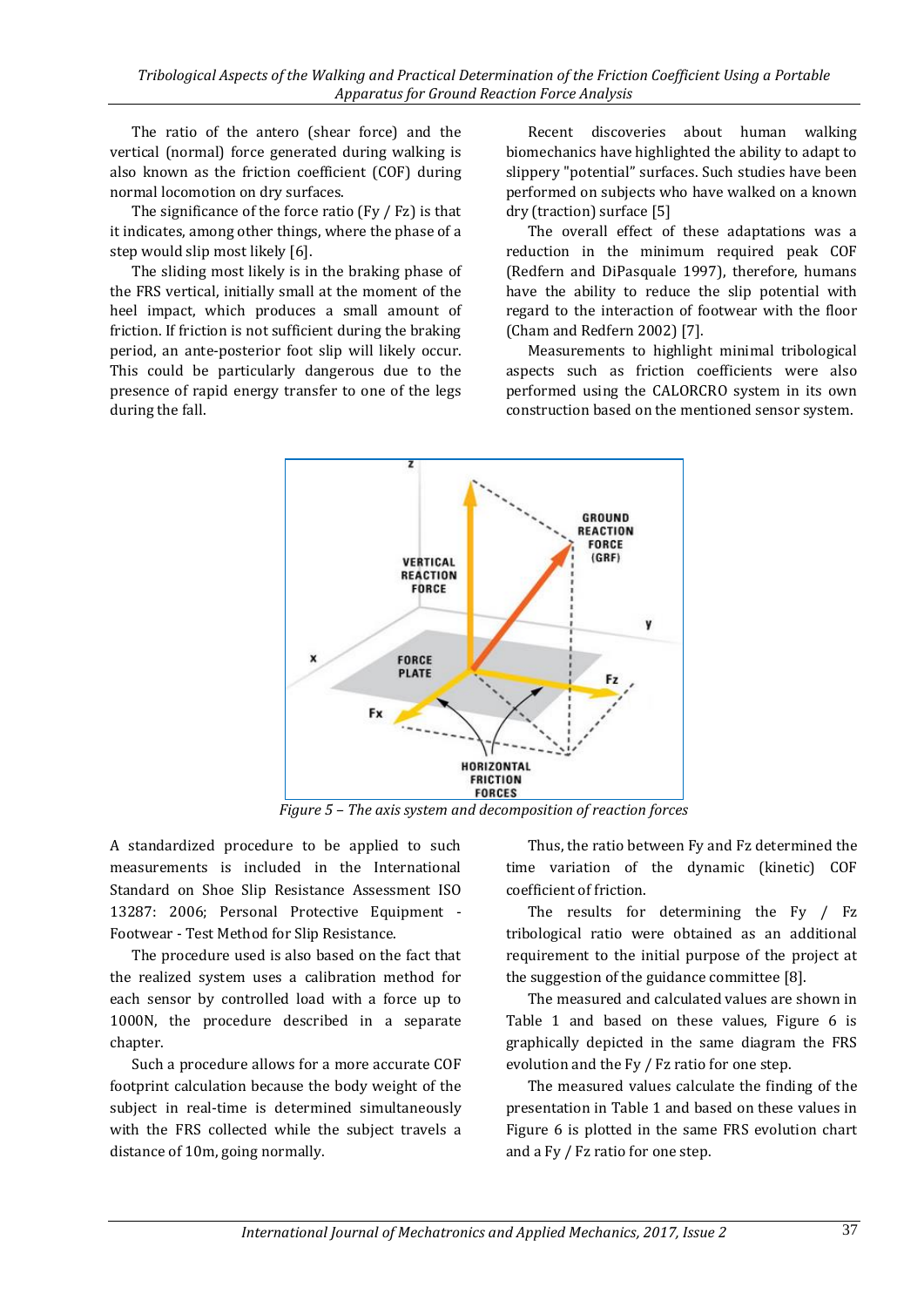The ratio of the antero (shear force) and the vertical (normal) force generated during walking is also known as the friction coefficient (COF) during normal locomotion on dry surfaces.

The significance of the force ratio (Fy / Fz) is that it indicates, among other things, where the phase of a step would slip most likely [6].

The sliding most likely is in the braking phase of the FRS vertical, initially small at the moment of the heel impact, which produces a small amount of friction. If friction is not sufficient during the braking period, an ante-posterior foot slip will likely occur. This could be particularly dangerous due to the presence of rapid energy transfer to one of the legs during the fall.

Recent discoveries about human walking biomechanics have highlighted the ability to adapt to slippery "potential" surfaces. Such studies have been performed on subjects who have walked on a known dry (traction) surface [5]

The overall effect of these adaptations was a reduction in the minimum required peak COF (Redfern and DiPasquale 1997), therefore, humans have the ability to reduce the slip potential with regard to the interaction of footwear with the floor (Cham and Redfern 2002) [7].

Measurements to highlight minimal tribological aspects such as friction coefficients were also performed using the CALORCRO system in its own construction based on the mentioned sensor system.

*Figure 5 – The axis system and decomposition of reaction forces*

A standardized procedure to be applied to such measurements is included in the International Standard on Shoe Slip Resistance Assessment ISO 13287: 2006; Personal Protective Equipment - Footwear - Test Method for Slip Resistance.

The procedure used is also based on the fact that the realized system uses a calibration method for each sensor by controlled load with a force up to 1000N, the procedure described in a separate chapter.

Such a procedure allows for a more accurate COF footprint calculation because the body weight of the subject in real-time is determined simultaneously with the FRS collected while the subject travels a distance of 10m, going normally.

Thus, the ratio between Fy and Fz determined the time variation of the dynamic (kinetic) COF coefficient of friction.

The results for determining the Fy / Fz tribological ratio were obtained as an additional requirement to the initial purpose of the project at the suggestion of the guidance committee [8].

The measured and calculated values are shown in Table 1 and based on these values, Figure 6 is graphically depicted in the same diagram the FRS evolution and the Fy / Fz ratio for one step.

The measured values calculate the finding of the presentation in Table 1 and based on these values in Figure 6 is plotted in the same FRS evolution chart and a Fy / Fz ratio for one step.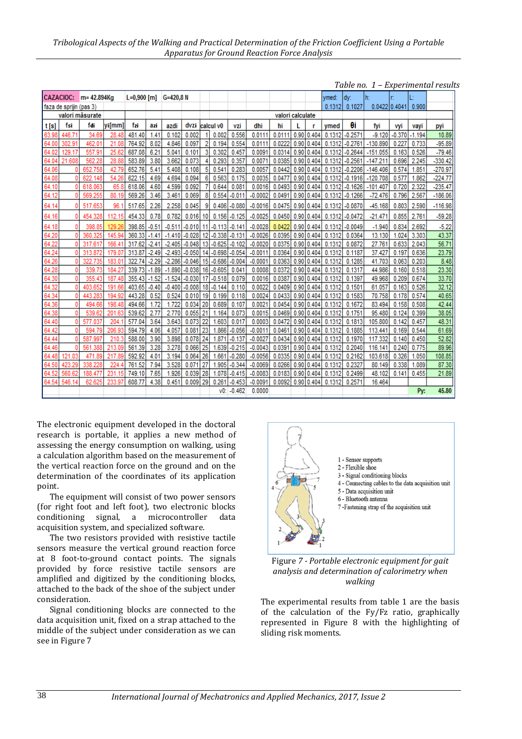*Table no. 1 – Experimental results*

| CAZACIOC: | m= 42.894Kg | | L=0,900 [m] | G=420,8 N | | | | | | | | | | | | ymed: | dy: | h: | r: | L: | |
|---|---|---|---|---|---|---|---|---|---|---|---|---|---|---|---|---|---|---|---|---|---|
| faza de sprijin (pas 3) | | | | | | | | | | | | | | | | 0.1312 | 0.1027 | 0.0422 | 0.4041 | 0.900 | |
| valori măsurate | | | | | | | | | | | valori calculate | | | | | | | | | | |
| t [s] | fsi | fdi | yi[mm] | fzi | azi | azdi | dvzi | calcul v0 | | vzi | dhi | hi | L | r | ymed | θi | fyi | vyi | vayi | pyi | |
| 63.98 | 446.71 | 34.69 | 28.48 | 481.40 | 1.41 | 0.102 | 0.002 | 1 | 0.002 | 0.556 | 0.0111 | 0.0111 | 0.90 | 0.404 | 0.1312 | -0.2571 | -9.120 | -0.370 | -1.194 | 10.89 | |
| 64.00 | 302.91 | 462.01 | 21.08 | 764.92 | 8.02 | 4.846 | 0.097 | 2 | 0.194 | 0.554 | 0.0111 | 0.0222 | 0.90 | 0.404 | 0.1312 | -0.2761 | -130.890 | 0.227 | 0.733 | -95.89 | |
| 64.02 | 129.17 | 557.91 | 25.62 | 687.08 | 6.21 | 5.041 | 0.101 | 3 | 0.302 | 0.457 | 0.0091 | 0.0314 | 0.90 | 0.404 | 0.1312 | -0.2644 | -151.055 | 0.163 | 0.526 | -79.46 | |
| 64.04 | 21.608 | 562.28 | 28.88 | 583.89 | 3.80 | 3.662 | 0.073 | 4 | 0.293 | 0.357 | 0.0071 | 0.0385 | 0.90 | 0.404 | 0.1312 | -0.2561 | -147.211 | 0.696 | 2.245 | -330.42 | |
| 64.06 | 0 | 652.758 | 42.79 | 652.76 | 5.41 | 5.408 | 0.108 | 5 | 0.541 | 0.283 | 0.0057 | 0.0442 | 0.90 | 0.404 | 0.1312 | -0.2206 | -146.406 | 0.574 | 1.851 | -270.97 | |
| 64.08 | 0 | 622.148 | 54.26 | 622.15 | 4.69 | 4.694 | 0.094 | 6 | 0.563 | 0.175 | 0.0035 | 0.0477 | 0.90 | 0.404 | 0.1312 | -0.1916 | -120.708 | 0.577 | 1.862 | -224.77 | |
| 64.10 | 0 | 618.063 | 65.8 | 618.06 | 4.60 | 4.599 | 0.092 | 7 | 0.644 | 0.081 | 0.0016 | 0.0493 | 0.90 | 0.404 | 0.1312 | -0.1626 | -101.407 | 0.720 | 2.322 | -235.47 | |
| 64.12 | 0 | 569.255 | 80.19 | 569.26 | 3.46 | 3.461 | 0.069 | 8 | 0.554 | -0.011 | -0.0002 | 0.0491 | 0.90 | 0.404 | 0.1312 | -0.1266 | -72.476 | 0.796 | 2.567 | -186.06 | |
| 64.14 | 0 | 517.653 | 96.1 | 517.65 | 2.26 | 2.258 | 0.045 | 9 | 0.406 | -0.080 | -0.0016 | 0.0475 | 0.90 | 0.404 | 0.1312 | -0.0870 | -45.168 | 0.803 | 2.590 | -116.98 | |
| 64.16 | 0 | 454.328 | 112.15 | 454.33 | 0.78 | 0.782 | 0.016 | 10 | 0.156 | -0.125 | -0.0025 | 0.0450 | 0.90 | 0.404 | 0.1312 | -0.0472 | -21.471 | 0.855 | 2.761 | -59.28 | |
| 64.18 | 0 | 398.85 | 129.26 | 398.85 | -0.51 | -0.511 | -0.010 | 11 | -0.113 | -0.141 | -0.0028 | 0.0422 | 0.90 | 0.404 | 0.1312 | -0.0049 | -1.940 | 0.834 | 2.692 | -5.22 | |
| 64.20 | 0 | 360.325 | 145.94 | 360.33 | -1.41 | -1.410 | -0.028 | 12 | -0.338 | -0.131 | -0.0026 | 0.0395 | 0.90 | 0.404 | 0.1312 | 0.0364 | 13.130 | 1.024 | 3.303 | 43.37 | |
| 64.22 | 0 | 317.617 | 166.41 | 317.62 | -2.41 | -2.405 | -0.048 | 13 | -0.625 | -0.102 | -0.0020 | 0.0375 | 0.90 | 0.404 | 0.1312 | 0.0872 | 27.761 | 0.633 | 2.043 | 56.71 | |
| 64.24 | 0 | 313.872 | 179.07 | 313.87 | -2.49 | -2.493 | -0.050 | 14 | -0.698 | -0.054 | -0.0011 | 0.0364 | 0.90 | 0.404 | 0.1312 | 0.1187 | 37.427 | 0.197 | 0.636 | 23.79 | |
| 64.26 | 0 | 322.735 | 183.01 | 322.74 | -2.29 | -2.286 | -0.046 | 15 | -0.686 | -0.004 | -0.0001 | 0.0363 | 0.90 | 0.404 | 0.1312 | 0.1285 | 41.703 | 0.063 | 0.203 | 8.48 | |
| 64.28 | 0 | 339.73 | 184.27 | 339.73 | -1.89 | -1.890 | -0.038 | 16 | -0.605 | 0.041 | 0.0008 | 0.0372 | 0.90 | 0.404 | 0.1312 | 0.1317 | 44.986 | 0.160 | 0.518 | 23.30 | |
| 64.30 | 0 | 355.43 | 187.48 | 355.43 | -1.52 | -1.524 | -0.030 | 17 | -0.518 | 0.079 | 0.0016 | 0.0387 | 0.90 | 0.404 | 0.1312 | 0.1397 | 49.968 | 0.209 | 0.674 | 33.70 | |
| 64.32 | 0 | 403.652 | 191.66 | 403.65 | -0.40 | -0.400 | -0.008 | 18 | -0.144 | 0.110 | 0.0022 | 0.0409 | 0.90 | 0.404 | 0.1312 | 0.1501 | 61.057 | 0.163 | 0.526 | 32.12 | |
| 64.34 | 0 | 443.283 | 194.92 | 443.28 | 0.52 | 0.524 | 0.010 | 19 | 0.199 | 0.118 | 0.0024 | 0.0433 | 0.90 | 0.404 | 0.1312 | 0.1583 | 70.758 | 0.178 | 0.574 | 40.65 | |
| 64.36 | 0 | 494.66 | 198.48 | 494.66 | 1.72 | 1.722 | 0.034 | 20 | 0.689 | 0.107 | 0.0021 | 0.0454 | 0.90 | 0.404 | 0.1312 | 0.1672 | 83.494 | 0.158 | 0.508 | 42.44 | |
| 64.38 | 0 | 539.62 | 201.63 | 539.62 | 2.77 | 2.770 | 0.055 | 21 | 1.164 | 0.073 | 0.0015 | 0.0469 | 0.90 | 0.404 | 0.1312 | 0.1751 | 95.480 | 0.124 | 0.399 | 38.05 | |
| 64.40 | 0 | 577.037 | 204.1 | 577.04 | 3.64 | 3.643 | 0.073 | 22 | 1.603 | 0.017 | 0.0003 | 0.0472 | 0.90 | 0.404 | 0.1312 | 0.1813 | 105.800 | 0.142 | 0.457 | 48.31 | |
| 64.42 | 0 | 594.79 | 206.93 | 594.79 | 4.06 | 4.057 | 0.081 | 23 | 1.866 | -0.056 | -0.0011 | 0.0461 | 0.90 | 0.404 | 0.1312 | 0.1885 | 113.441 | 0.169 | 0.544 | 61.69 | |
| 64.44 | 0 | 587.997 | 210.3 | 588.00 | 3.90 | 3.898 | 0.078 | 24 | 1.871 | -0.137 | -0.0027 | 0.0434 | 0.90 | 0.404 | 0.1312 | 0.1970 | 117.332 | 0.140 | 0.450 | 52.82 | |
| 64.46 | 0 | 561.388 | 213.09 | 561.39 | 3.28 | 3.278 | 0.066 | 25 | 1.639 | -0.215 | -0.0043 | 0.0391 | 0.90 | 0.404 | 0.1312 | 0.2040 | 116.141 | 0.240 | 0.775 | 89.96 | |
| 64.48 | 121.03 | 471.89 | 217.89 | 592.92 | 4.01 | 3.194 | 0.064 | 26 | 1.661 | -0.280 | -0.0056 | 0.0335 | 0.90 | 0.404 | 0.1312 | 0.2162 | 103.618 | 0.326 | 1.050 | 108.85 | |
| 64.50 | 423.29 | 338.228 | 224.4 | 761.52 | 7.94 | 3.528 | 0.071 | 27 | 1.905 | -0.344 | -0.0069 | 0.0266 | 0.90 | 0.404 | 0.1312 | 0.2327 | 80.149 | 0.338 | 1.089 | 87.30 | |
| 64.52 | 560.62 | 188.477 | 231.15 | 749.10 | 7.65 | 1.926 | 0.039 | 28 | 1.078 | -0.415 | -0.0083 | 0.0183 | 0.90 | 0.404 | 0.1312 | 0.2499 | 48.102 | 0.141 | 0.455 | 21.89 | |
| 64.54 | 546.14 | 62.625 | 233.97 | 608.77 | 4.38 | 0.451 | 0.009 | 29 | 0.261 | -0.453 | -0.0091 | 0.0092 | 0.90 | 0.404 | 0.1312 | 0.2571 | 16.464 | | | | |
| | | | | | | | | | v0: | -0.462 | 0.0000 | | | | | | | | | Py: | 45.80 |

The electronic equipment developed in the doctoral research is portable, it applies a new method of assessing the energy consumption on walking, using a calculation algorithm based on the measurement of the vertical reaction force on the ground and on the determination of the coordinates of its application point.

The equipment will consist of two power sensors (for right foot and left foot), two electronic blocks conditioning signal, a microcontroller data acquisition system, and specialized software.

The two resistors provided with resistive tactile sensors measure the vertical ground reaction force at 8 foot-to-ground contact points. The signals provided by force resistive tactile sensors are amplified and digitized by the conditioning blocks, attached to the back of the shoe of the subject under consideration.

Signal conditioning blocks are connected to the data acquisition unit, fixed on a strap attached to the middle of the subject under consideration as we can see in Figure 7

1 - Sensor supports
2 - Flexible shoe
3 - Signal conditioning blocks
4 - Connecting cables to the data acquisition unit
5 - Data acquisition unit
6 - Bluetooth antenna
7 - Fastening strap of the acquisition unit

Figure 7 - *Portable electronic equipment for gait analysis and determination of calorimetry when walking*

The experimental results from table 1 are the basis of the calculation of the Fy/Fz ratio, graphically represented in Figure 8 with the highlighting of sliding risk moments.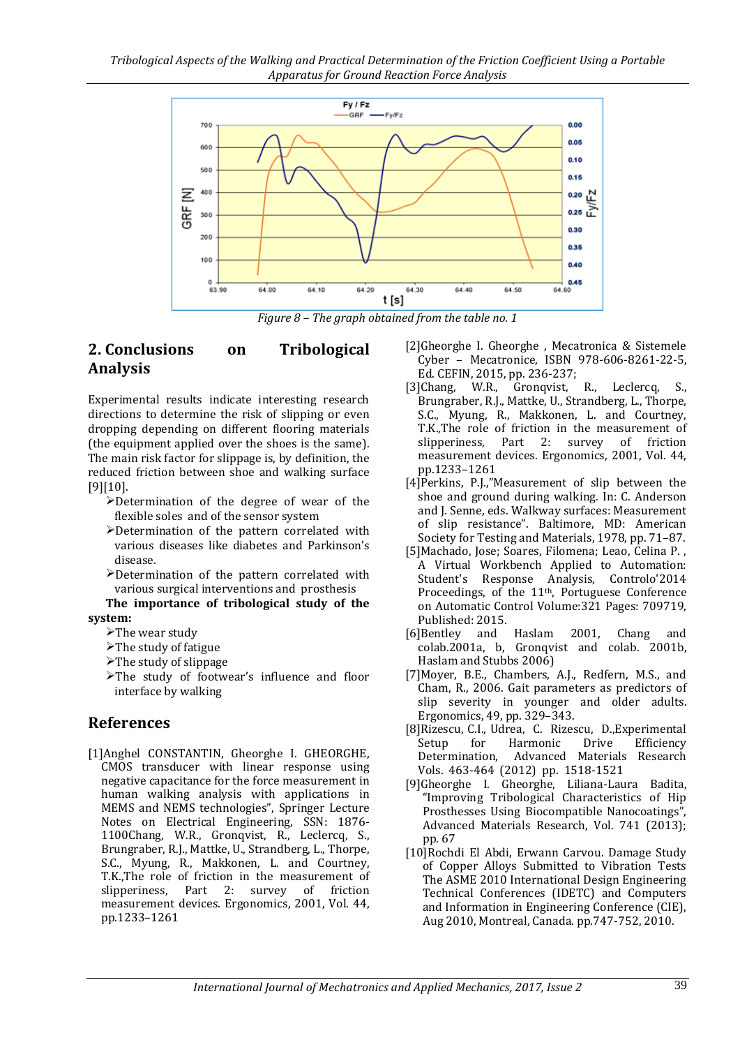Fy / Fz

GRF Fy/Fz

GRF [N]

Fy/Fz

700
600
500
400
300
200
100
0

0.00
0.05
0.10
0.15
0.20
0.25
0.30
0.35
0.40
0.45

63.90 64.00 64.10 64.20 64.30 64.40 64.50 64.60

t [s]

*Figure 8 – The graph obtained from the table no. 1*

## 2. Conclusions on Tribological Analysis

Experimental results indicate interesting research directions to determine the risk of slipping or even dropping depending on different flooring materials (the equipment applied over the shoes is the same). The main risk factor for slippage is, by definition, the reduced friction between shoe and walking surface [9][10].

- Determination of the degree of wear of the flexible soles and of the sensor system
- Determination of the pattern correlated with various diseases like diabetes and Parkinson's disease.
- Determination of the pattern correlated with various surgical interventions and prosthesis

**The importance of tribological study of the system:**

- The wear study
- The study of fatigue
- The study of slippage
- The study of footwear's influence and floor interface by walking

## References

[1]Anghel CONSTANTIN, Gheorghe I. GHEORGHE, CMOS transducer with linear response using negative capacitance for the force measurement in human walking analysis with applications in MEMS and NEMS technologies", Springer Lecture Notes on Electrical Engineering, SSN: 1876-1100Chang, W.R., Gronqvist, R., Leclercq, S., Brungraber, R.J., Mattke, U., Strandberg, L., Thorpe, S.C., Myung, R., Makkonen, L. and Courtney, T.K.,The role of friction in the measurement of slipperiness, Part 2: survey of friction measurement devices. Ergonomics, 2001, Vol. 44, pp.1233–1261

[2]Gheorghe I. Gheorghe , Mecatronica & Sistemele Cyber – Mecatronice, ISBN 978-606-8261-22-5, Ed. CEFIN, 2015, pp. 236-237;

[3]Chang, W.R., Gronqvist, R., Leclercq, S., Brungraber, R.J., Mattke, U., Strandberg, L., Thorpe, S.C., Myung, R., Makkonen, L. and Courtney, T.K.,The role of friction in the measurement of slipperiness, Part 2: survey of friction measurement devices. Ergonomics, 2001, Vol. 44, pp.1233–1261

[4]Perkins, P.J.,"Measurement of slip between the shoe and ground during walking. In: C. Anderson and J. Senne, eds. Walkway surfaces: Measurement of slip resistance". Baltimore, MD: American Society for Testing and Materials, 1978, pp. 71–87.

[5]Machado, Jose; Soares, Filomena; Leao, Celina P. , A Virtual Workbench Applied to Automation: Student's Response Analysis, Controlo'2014 Proceedings, of the 11th, Portuguese Conference on Automatic Control Volume:321 Pages: 709719, Published: 2015.

[6]Bentley and Haslam 2001, Chang and colab.2001a, b, Gronqvist and colab. 2001b, Haslam and Stubbs 2006)

[7]Moyer, B.E., Chambers, A.J., Redfern, M.S., and Cham, R., 2006. Gait parameters as predictors of slip severity in younger and older adults. Ergonomics, 49, pp. 329–343.

[8]Rizescu, C.I., Udrea, C. Rizescu, D.,Experimental Setup for Harmonic Drive Efficiency Determination, Advanced Materials Research Vols. 463-464 (2012) pp. 1518-1521

[9]Gheorghe I. Gheorghe, Liliana-Laura Badita, "Improving Tribological Characteristics of Hip Prostheses Using Biocompatible Nanocoatings", Advanced Materials Research, Vol. 741 (2013); pp. 67

[10]Rochdi El Abdi, Erwann Carvou. Damage Study of Copper Alloys Submitted to Vibration Tests The ASME 2010 International Design Engineering Technical Conferences (IDETC) and Computers and Information in Engineering Conference (CIE), Aug 2010, Montreal, Canada. pp.747-752, 2010.